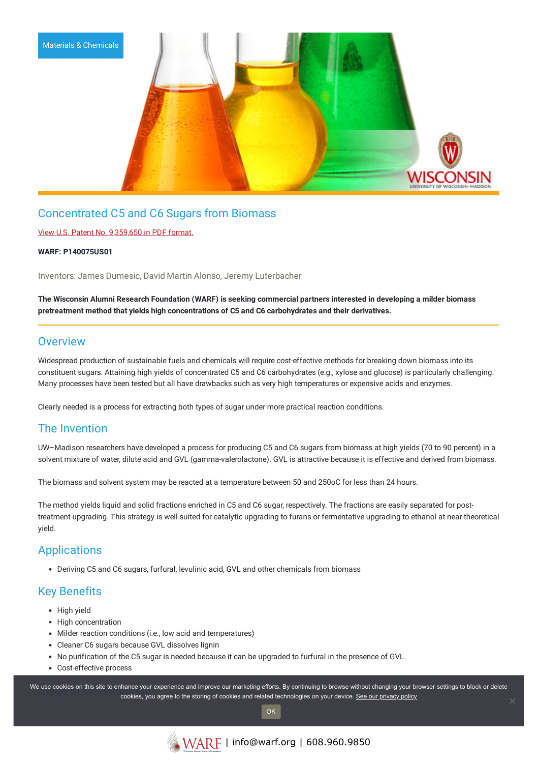Materials & Chemicals

# Concentrated C5 and C6 Sugars from Biomass

View U.S. Patent No. 9,359,650 in PDF format.

**WARF: P140075US01**

Inventors: James Dumesic, David Martin Alonso, Jeremy Luterbacher

**The Wisconsin Alumni Research Foundation (WARF) is seeking commercial partners interested in developing a milder biomass pretreatment method that yields high concentrations of C5 and C6 carbohydrates and their derivatives.**

## Overview

Widespread production of sustainable fuels and chemicals will require cost-effective methods for breaking down biomass into its constituent sugars. Attaining high yields of concentrated C5 and C6 carbohydrates (e.g., xylose and glucose) is particularly challenging. Many processes have been tested but all have drawbacks such as very high temperatures or expensive acids and enzymes.

Clearly needed is a process for extracting both types of sugar under more practical reaction conditions.

## The Invention

UW–Madison researchers have developed a process for producing C5 and C6 sugars from biomass at high yields (70 to 90 percent) in a solvent mixture of water, dilute acid and GVL (gamma-valerolactone). GVL is attractive because it is effective and derived from biomass.

The biomass and solvent system may be reacted at a temperature between 50 and 250oC for less than 24 hours.

The method yields liquid and solid fractions enriched in C5 and C6 sugar, respectively. The fractions are easily separated for post-treatment upgrading. This strategy is well-suited for catalytic upgrading to furans or fermentative upgrading to ethanol at near-theoretical yield.

## Applications

- Deriving C5 and C6 sugars, furfural, levulinic acid, GVL and other chemicals from biomass

## Key Benefits

- High yield
- High concentration
- Milder reaction conditions (i.e., low acid and temperatures)
- Cleaner C6 sugars because GVL dissolves lignin
- No purification of the C5 sugar is needed because it can be upgraded to furfural in the presence of GVL.
- Cost-effective process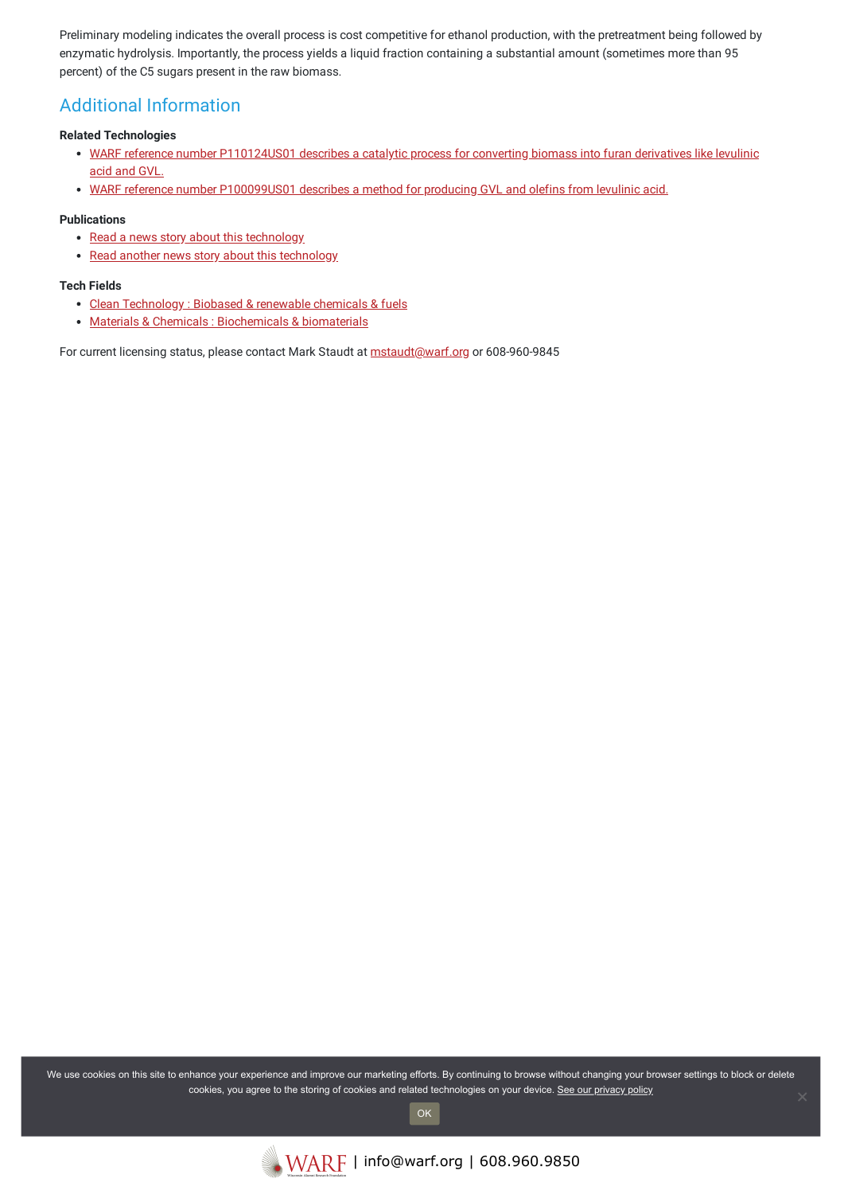Preliminary modeling indicates the overall process is cost competitive for ethanol production, with the pretreatment being followed by enzymatic hydrolysis. Importantly, the process yields a liquid fraction containing a substantial amount (sometimes more than 95 percent) of the C5 sugars present in the raw biomass.

## Additional Information

**Related Technologies**

- WARF reference number P110124US01 describes a catalytic process for converting biomass into furan derivatives like levulinic acid and GVL.
- WARF reference number P100099US01 describes a method for producing GVL and olefins from levulinic acid.

**Publications**

- Read a news story about this technology
- Read another news story about this technology

**Tech Fields**

- Clean Technology : Biobased & renewable chemicals & fuels
- Materials & Chemicals : Biochemicals & biomaterials

For current licensing status, please contact Mark Staudt at mstaudt@warf.org or 608-960-9845